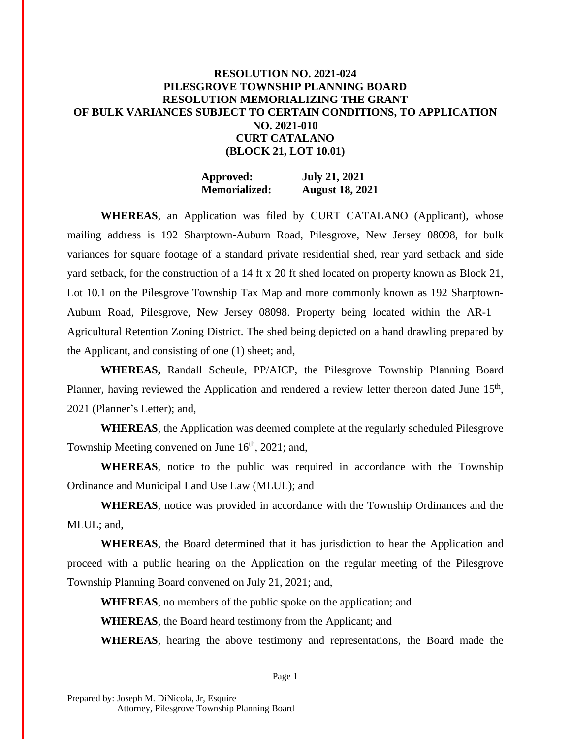**RESOLUTION NO. 2021-024**
**PILESGROVE TOWNSHIP PLANNING BOARD**
**RESOLUTION MEMORIALIZING THE GRANT OF BULK VARIANCES SUBJECT TO CERTAIN CONDITIONS, TO APPLICATION NO. 2021-010**
**CURT CATALANO**
**(BLOCK 21, LOT 10.01)**

**Approved:** **July 21, 2021**
**Memorialized:** **August 18, 2021**

**WHEREAS**, an Application was filed by CURT CATALANO (Applicant), whose mailing address is 192 Sharptown-Auburn Road, Pilesgrove, New Jersey 08098, for bulk variances for square footage of a standard private residential shed, rear yard setback and side yard setback, for the construction of a 14 ft x 20 ft shed located on property known as Block 21, Lot 10.1 on the Pilesgrove Township Tax Map and more commonly known as 192 Sharptown-Auburn Road, Pilesgrove, New Jersey 08098. Property being located within the AR-1 – Agricultural Retention Zoning District. The shed being depicted on a hand drawling prepared by the Applicant, and consisting of one (1) sheet; and,

**WHEREAS,** Randall Scheule, PP/AICP, the Pilesgrove Township Planning Board Planner, having reviewed the Application and rendered a review letter thereon dated June 15th, 2021 (Planner's Letter); and,

**WHEREAS**, the Application was deemed complete at the regularly scheduled Pilesgrove Township Meeting convened on June 16th, 2021; and,

**WHEREAS**, notice to the public was required in accordance with the Township Ordinance and Municipal Land Use Law (MLUL); and

**WHEREAS**, notice was provided in accordance with the Township Ordinances and the MLUL; and,

**WHEREAS**, the Board determined that it has jurisdiction to hear the Application and proceed with a public hearing on the Application on the regular meeting of the Pilesgrove Township Planning Board convened on July 21, 2021; and,

**WHEREAS**, no members of the public spoke on the application; and

**WHEREAS**, the Board heard testimony from the Applicant; and

**WHEREAS**, hearing the above testimony and representations, the Board made the

Prepared by: Joseph M. DiNicola, Jr, Esquire
Attorney, Pilesgrove Township Planning Board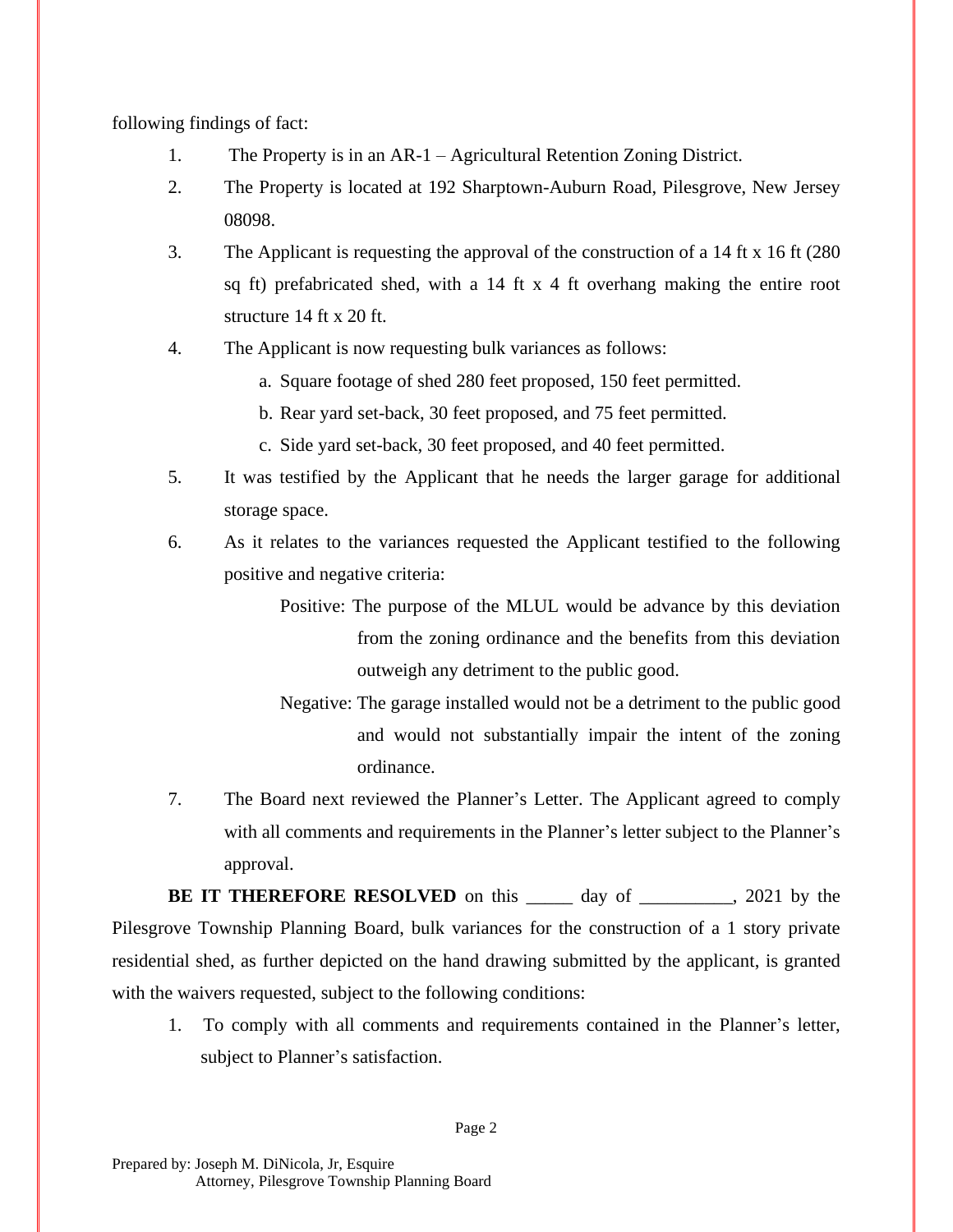following findings of fact:

1. The Property is in an AR-1 – Agricultural Retention Zoning District.
2. The Property is located at 192 Sharptown-Auburn Road, Pilesgrove, New Jersey 08098.
3. The Applicant is requesting the approval of the construction of a 14 ft x 16 ft (280 sq ft) prefabricated shed, with a 14 ft x 4 ft overhang making the entire root structure 14 ft x 20 ft.
4. The Applicant is now requesting bulk variances as follows:
   a. Square footage of shed 280 feet proposed, 150 feet permitted.
   b. Rear yard set-back, 30 feet proposed, and 75 feet permitted.
   c. Side yard set-back, 30 feet proposed, and 40 feet permitted.
5. It was testified by the Applicant that he needs the larger garage for additional storage space.
6. As it relates to the variances requested the Applicant testified to the following positive and negative criteria:

   Positive: The purpose of the MLUL would be advance by this deviation from the zoning ordinance and the benefits from this deviation outweigh any detriment to the public good.

   Negative: The garage installed would not be a detriment to the public good and would not substantially impair the intent of the zoning ordinance.
7. The Board next reviewed the Planner's Letter. The Applicant agreed to comply with all comments and requirements in the Planner's letter subject to the Planner's approval.

**BE IT THEREFORE RESOLVED** on this _____ day of __________, 2021 by the Pilesgrove Township Planning Board, bulk variances for the construction of a 1 story private residential shed, as further depicted on the hand drawing submitted by the applicant, is granted with the waivers requested, subject to the following conditions:

1. To comply with all comments and requirements contained in the Planner's letter, subject to Planner's satisfaction.

Prepared by: Joseph M. DiNicola, Jr, Esquire
Attorney, Pilesgrove Township Planning Board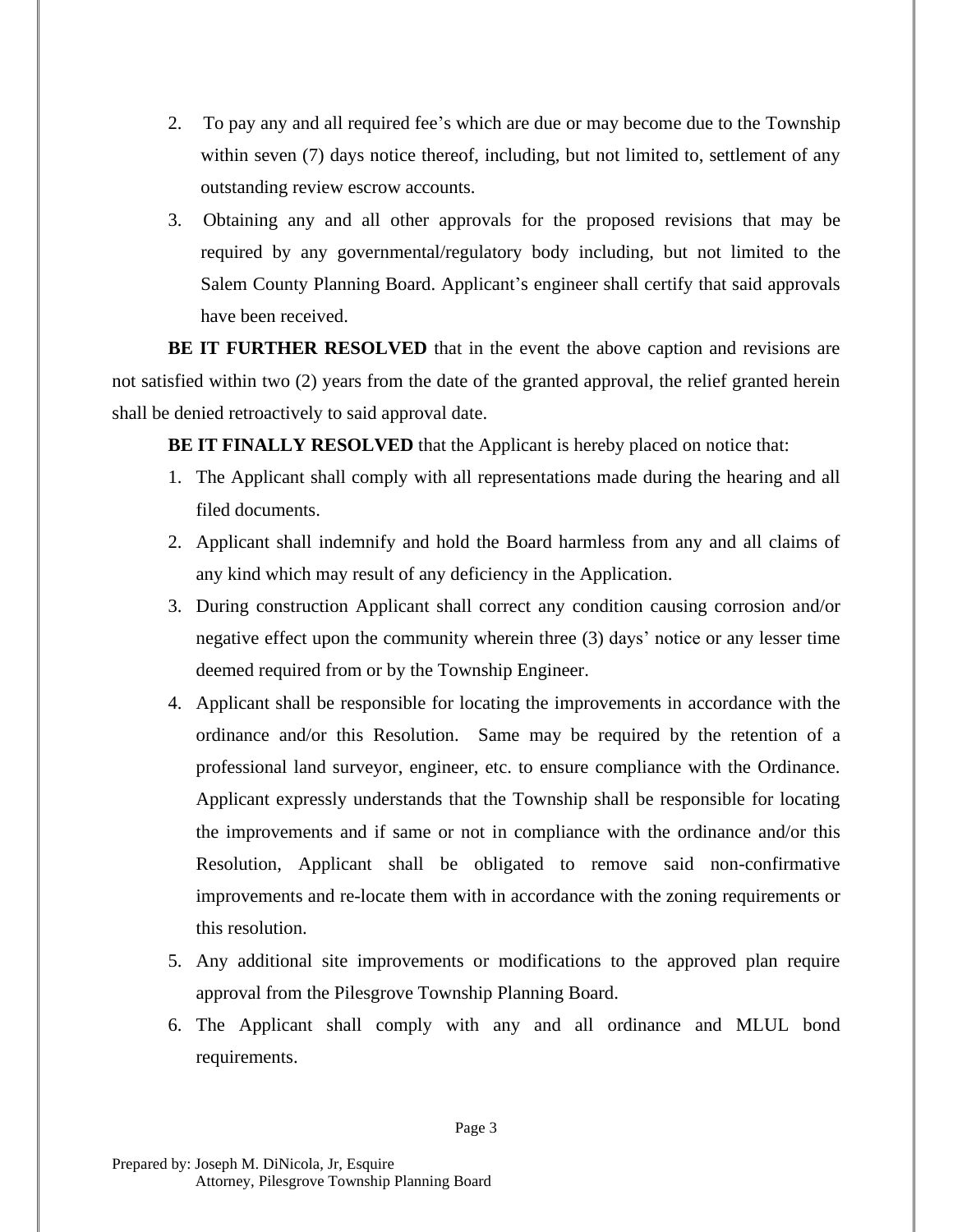2. To pay any and all required fee's which are due or may become due to the Township within seven (7) days notice thereof, including, but not limited to, settlement of any outstanding review escrow accounts.

3. Obtaining any and all other approvals for the proposed revisions that may be required by any governmental/regulatory body including, but not limited to the Salem County Planning Board. Applicant's engineer shall certify that said approvals have been received.

**BE IT FURTHER RESOLVED** that in the event the above caption and revisions are not satisfied within two (2) years from the date of the granted approval, the relief granted herein shall be denied retroactively to said approval date.

**BE IT FINALLY RESOLVED** that the Applicant is hereby placed on notice that:

1. The Applicant shall comply with all representations made during the hearing and all filed documents.
2. Applicant shall indemnify and hold the Board harmless from any and all claims of any kind which may result of any deficiency in the Application.
3. During construction Applicant shall correct any condition causing corrosion and/or negative effect upon the community wherein three (3) days' notice or any lesser time deemed required from or by the Township Engineer.
4. Applicant shall be responsible for locating the improvements in accordance with the ordinance and/or this Resolution. Same may be required by the retention of a professional land surveyor, engineer, etc. to ensure compliance with the Ordinance. Applicant expressly understands that the Township shall be responsible for locating the improvements and if same or not in compliance with the ordinance and/or this Resolution, Applicant shall be obligated to remove said non-confirmative improvements and re-locate them with in accordance with the zoning requirements or this resolution.
5. Any additional site improvements or modifications to the approved plan require approval from the Pilesgrove Township Planning Board.
6. The Applicant shall comply with any and all ordinance and MLUL bond requirements.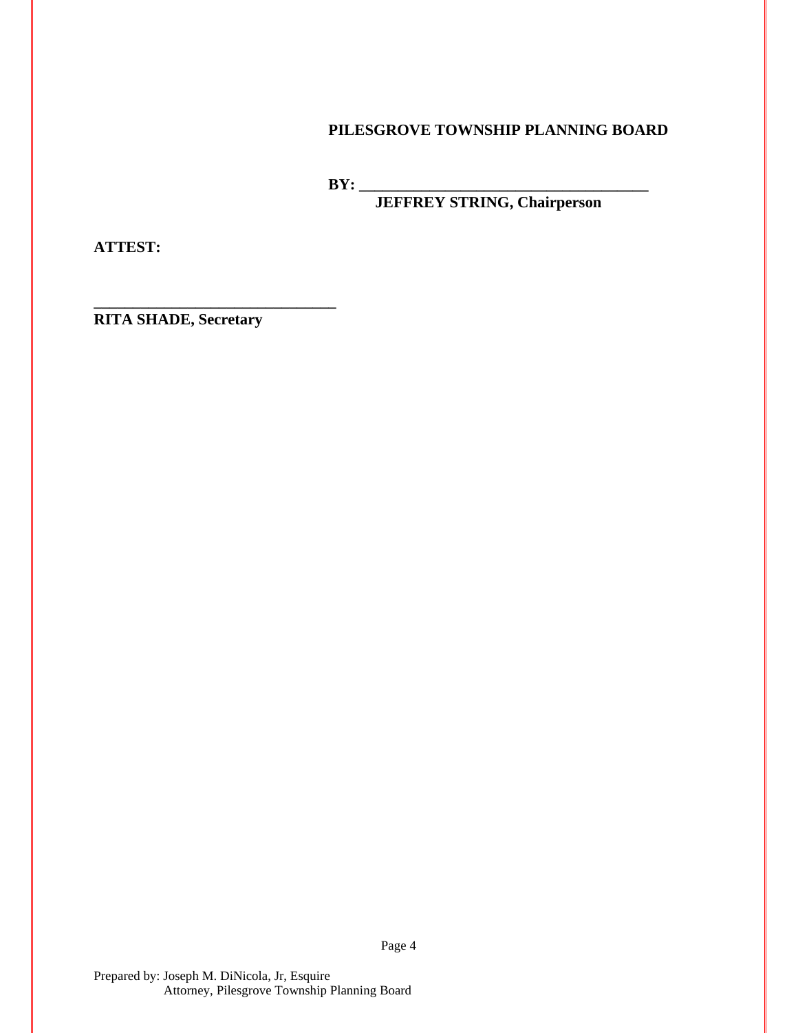**PILESGROVE TOWNSHIP PLANNING BOARD**

**BY: ____________________________________**
**JEFFREY STRING, Chairperson**

**ATTEST:**

**______________________________**
**RITA SHADE, Secretary**

Prepared by: Joseph M. DiNicola, Jr, Esquire
Attorney, Pilesgrove Township Planning Board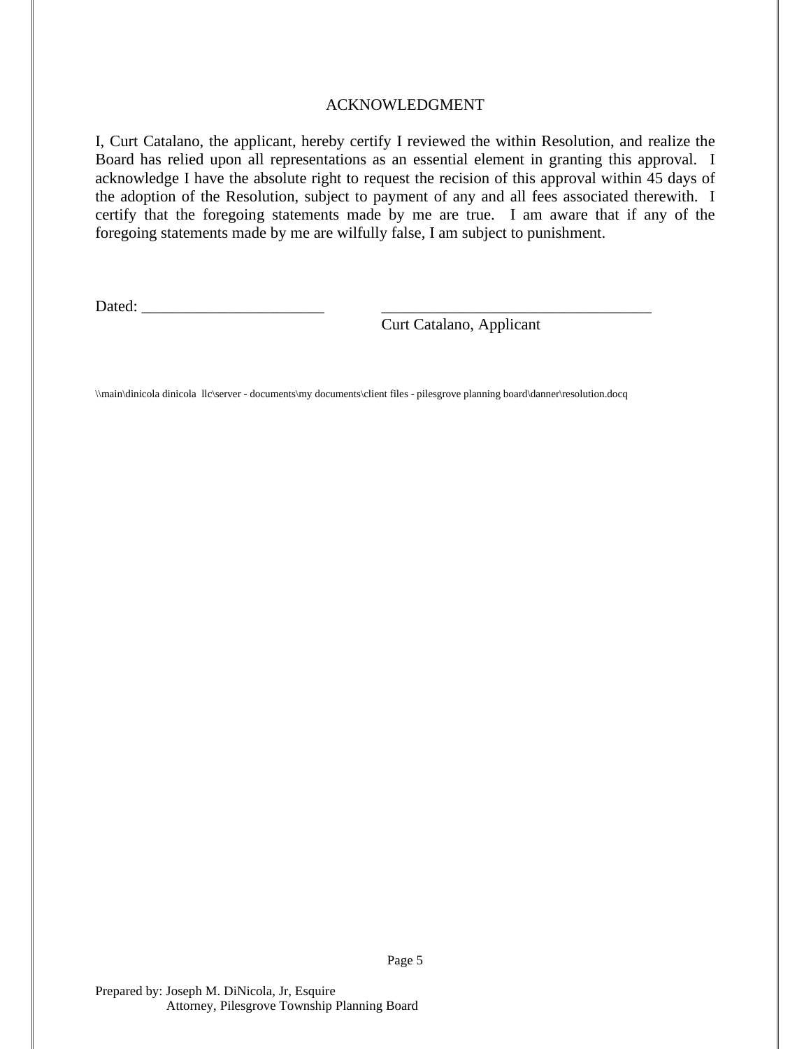# ACKNOWLEDGMENT

I, Curt Catalano, the applicant, hereby certify I reviewed the within Resolution, and realize the Board has relied upon all representations as an essential element in granting this approval. I acknowledge I have the absolute right to request the recision of this approval within 45 days of the adoption of the Resolution, subject to payment of any and all fees associated therewith. I certify that the foregoing statements made by me are true. I am aware that if any of the foregoing statements made by me are wilfully false, I am subject to punishment.

Dated: _______________________ __________________________________

Curt Catalano, Applicant

\\main\dinicola dinicola llc\server - documents\my documents\client files - pilesgrove planning board\danner\resolution.docq

Prepared by: Joseph M. DiNicola, Jr, Esquire
Attorney, Pilesgrove Township Planning Board